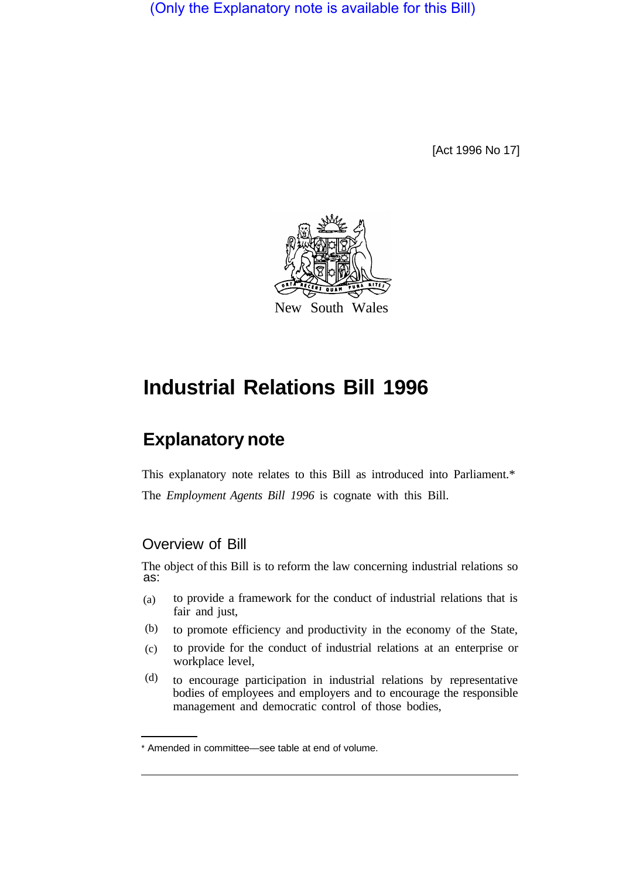(Only the Explanatory note is available for this Bill)

[Act 1996 No 17]

New South Wales

# Industrial Relations Bill 1996

## Explanatory note

This explanatory note relates to this Bill as introduced into Parliament.*

The *Employment Agents Bill 1996* is cognate with this Bill.

### Overview of Bill

The object of this Bill is to reform the law concerning industrial relations so as:

(a) to provide a framework for the conduct of industrial relations that is fair and just,

(b) to promote efficiency and productivity in the economy of the State,

(c) to provide for the conduct of industrial relations at an enterprise or workplace level,

(d) to encourage participation in industrial relations by representative bodies of employees and employers and to encourage the responsible management and democratic control of those bodies,

* Amended in committee—see table at end of volume.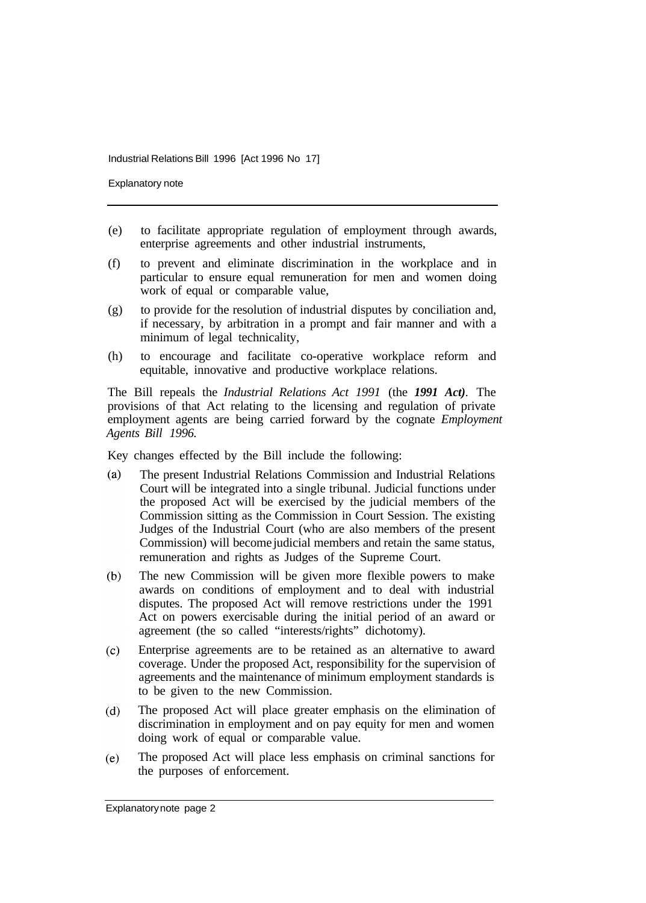(e) to facilitate appropriate regulation of employment through awards, enterprise agreements and other industrial instruments,

(f) to prevent and eliminate discrimination in the workplace and in particular to ensure equal remuneration for men and women doing work of equal or comparable value,

(g) to provide for the resolution of industrial disputes by conciliation and, if necessary, by arbitration in a prompt and fair manner and with a minimum of legal technicality,

(h) to encourage and facilitate co-operative workplace reform and equitable, innovative and productive workplace relations.

The Bill repeals the *Industrial Relations Act 1991* (the ***1991 Act***). The provisions of that Act relating to the licensing and regulation of private employment agents are being carried forward by the cognate *Employment Agents Bill 1996*.

Key changes effected by the Bill include the following:

(a) The present Industrial Relations Commission and Industrial Relations Court will be integrated into a single tribunal. Judicial functions under the proposed Act will be exercised by the judicial members of the Commission sitting as the Commission in Court Session. The existing Judges of the Industrial Court (who are also members of the present Commission) will become judicial members and retain the same status, remuneration and rights as Judges of the Supreme Court.

(b) The new Commission will be given more flexible powers to make awards on conditions of employment and to deal with industrial disputes. The proposed Act will remove restrictions under the 1991 Act on powers exercisable during the initial period of an award or agreement (the so called "interests/rights" dichotomy).

(c) Enterprise agreements are to be retained as an alternative to award coverage. Under the proposed Act, responsibility for the supervision of agreements and the maintenance of minimum employment standards is to be given to the new Commission.

(d) The proposed Act will place greater emphasis on the elimination of discrimination in employment and on pay equity for men and women doing work of equal or comparable value.

(e) The proposed Act will place less emphasis on criminal sanctions for the purposes of enforcement.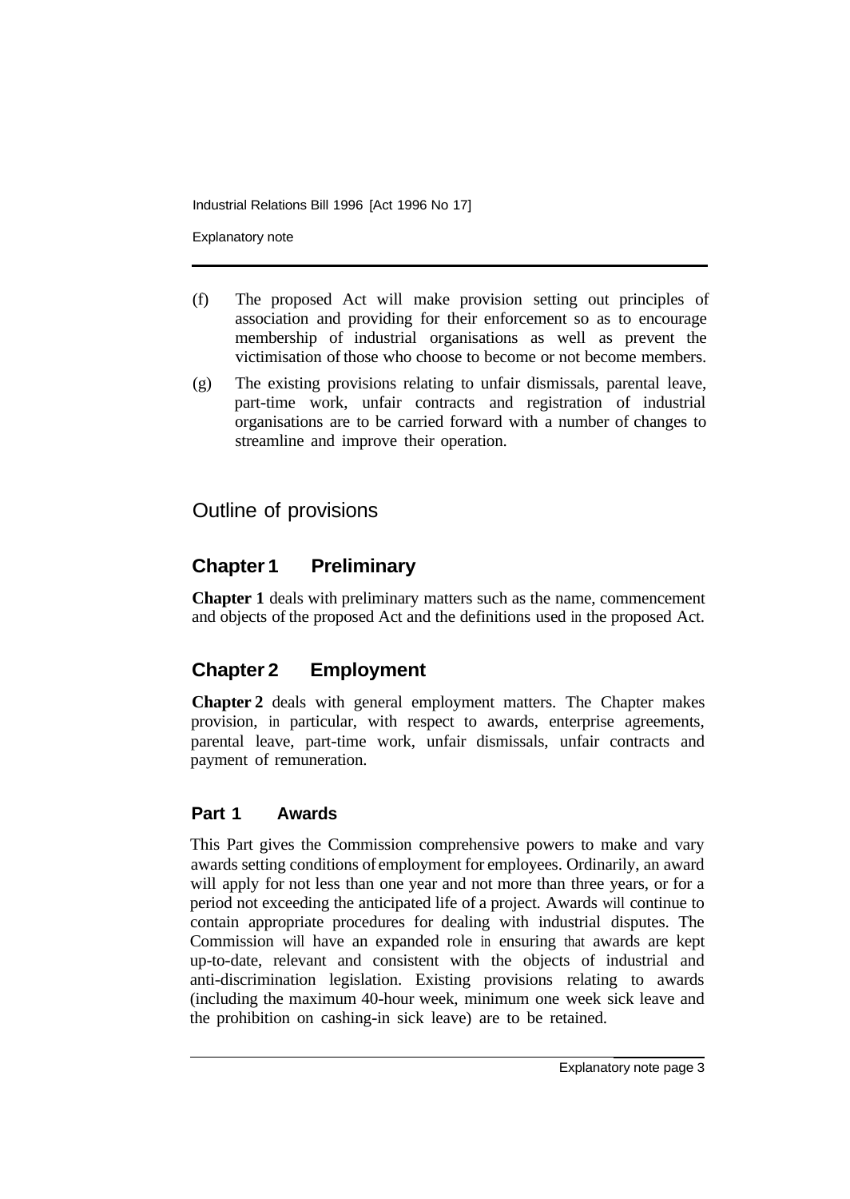(f) The proposed Act will make provision setting out principles of association and providing for their enforcement so as to encourage membership of industrial organisations as well as prevent the victimisation of those who choose to become or not become members.

(g) The existing provisions relating to unfair dismissals, parental leave, part-time work, unfair contracts and registration of industrial organisations are to be carried forward with a number of changes to streamline and improve their operation.

## Outline of provisions

### Chapter 1 Preliminary

**Chapter 1** deals with preliminary matters such as the name, commencement and objects of the proposed Act and the definitions used in the proposed Act.

### Chapter 2 Employment

**Chapter 2** deals with general employment matters. The Chapter makes provision, in particular, with respect to awards, enterprise agreements, parental leave, part-time work, unfair dismissals, unfair contracts and payment of remuneration.

#### Part 1 Awards

This Part gives the Commission comprehensive powers to make and vary awards setting conditions of employment for employees. Ordinarily, an award will apply for not less than one year and not more than three years, or for a period not exceeding the anticipated life of a project. Awards will continue to contain appropriate procedures for dealing with industrial disputes. The Commission will have an expanded role in ensuring that awards are kept up-to-date, relevant and consistent with the objects of industrial and anti-discrimination legislation. Existing provisions relating to awards (including the maximum 40-hour week, minimum one week sick leave and the prohibition on cashing-in sick leave) are to be retained.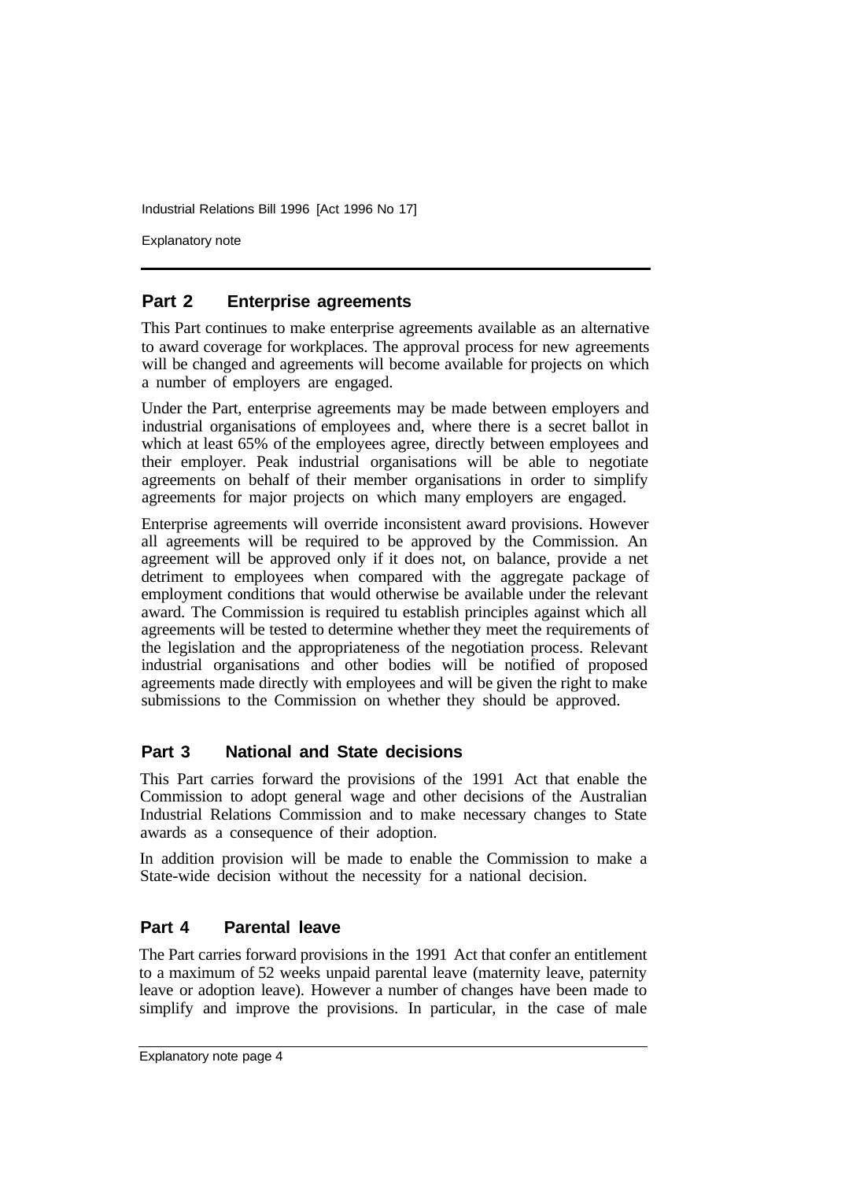## Part 2 Enterprise agreements

This Part continues to make enterprise agreements available as an alternative to award coverage for workplaces. The approval process for new agreements will be changed and agreements will become available for projects on which a number of employers are engaged.

Under the Part, enterprise agreements may be made between employers and industrial organisations of employees and, where there is a secret ballot in which at least 65% of the employees agree, directly between employees and their employer. Peak industrial organisations will be able to negotiate agreements on behalf of their member organisations in order to simplify agreements for major projects on which many employers are engaged.

Enterprise agreements will override inconsistent award provisions. However all agreements will be required to be approved by the Commission. An agreement will be approved only if it does not, on balance, provide a net detriment to employees when compared with the aggregate package of employment conditions that would otherwise be available under the relevant award. The Commission is required tu establish principles against which all agreements will be tested to determine whether they meet the requirements of the legislation and the appropriateness of the negotiation process. Relevant industrial organisations and other bodies will be notified of proposed agreements made directly with employees and will be given the right to make submissions to the Commission on whether they should be approved.

## Part 3 National and State decisions

This Part carries forward the provisions of the 1991 Act that enable the Commission to adopt general wage and other decisions of the Australian Industrial Relations Commission and to make necessary changes to State awards as a consequence of their adoption.

In addition provision will be made to enable the Commission to make a State-wide decision without the necessity for a national decision.

## Part 4 Parental leave

The Part carries forward provisions in the 1991 Act that confer an entitlement to a maximum of 52 weeks unpaid parental leave (maternity leave, paternity leave or adoption leave). However a number of changes have been made to simplify and improve the provisions. In particular, in the case of male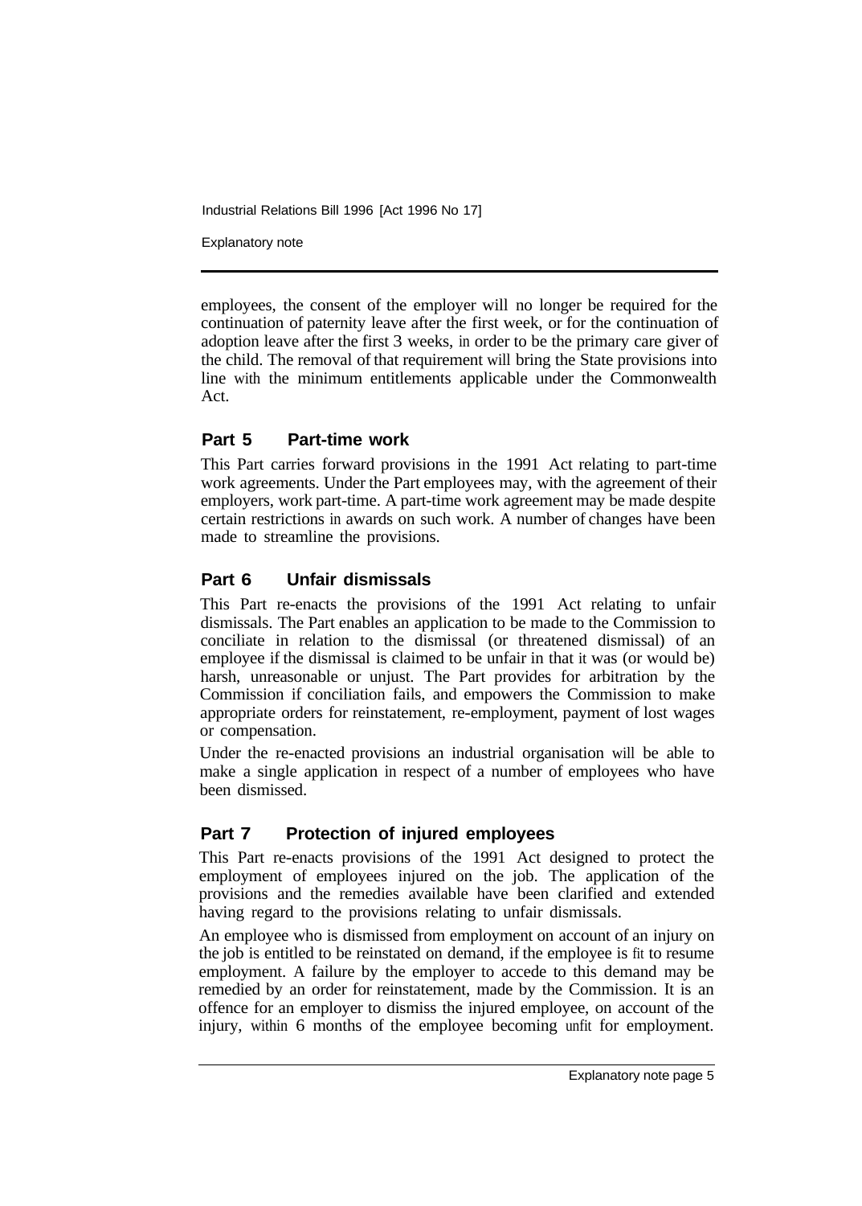employees, the consent of the employer will no longer be required for the continuation of paternity leave after the first week, or for the continuation of adoption leave after the first 3 weeks, in order to be the primary care giver of the child. The removal of that requirement will bring the State provisions into line with the minimum entitlements applicable under the Commonwealth Act.

## Part 5 Part-time work

This Part carries forward provisions in the 1991 Act relating to part-time work agreements. Under the Part employees may, with the agreement of their employers, work part-time. A part-time work agreement may be made despite certain restrictions in awards on such work. A number of changes have been made to streamline the provisions.

## Part 6 Unfair dismissals

This Part re-enacts the provisions of the 1991 Act relating to unfair dismissals. The Part enables an application to be made to the Commission to conciliate in relation to the dismissal (or threatened dismissal) of an employee if the dismissal is claimed to be unfair in that it was (or would be) harsh, unreasonable or unjust. The Part provides for arbitration by the Commission if conciliation fails, and empowers the Commission to make appropriate orders for reinstatement, re-employment, payment of lost wages or compensation.

Under the re-enacted provisions an industrial organisation will be able to make a single application in respect of a number of employees who have been dismissed.

## Part 7 Protection of injured employees

This Part re-enacts provisions of the 1991 Act designed to protect the employment of employees injured on the job. The application of the provisions and the remedies available have been clarified and extended having regard to the provisions relating to unfair dismissals.

An employee who is dismissed from employment on account of an injury on the job is entitled to be reinstated on demand, if the employee is fit to resume employment. A failure by the employer to accede to this demand may be remedied by an order for reinstatement, made by the Commission. It is an offence for an employer to dismiss the injured employee, on account of the injury, within 6 months of the employee becoming unfit for employment.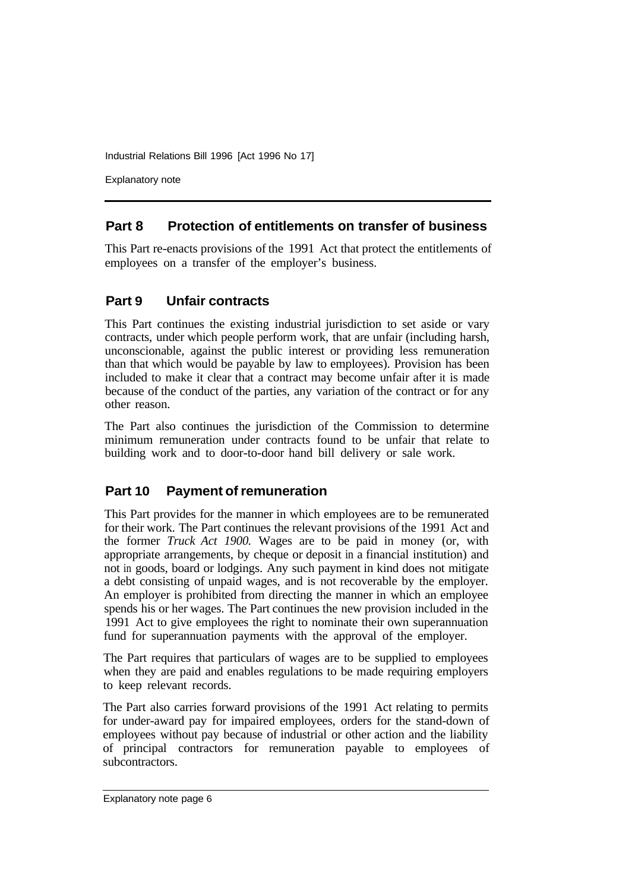## Part 8 Protection of entitlements on transfer of business

This Part re-enacts provisions of the 1991 Act that protect the entitlements of employees on a transfer of the employer's business.

## Part 9 Unfair contracts

This Part continues the existing industrial jurisdiction to set aside or vary contracts, under which people perform work, that are unfair (including harsh, unconscionable, against the public interest or providing less remuneration than that which would be payable by law to employees). Provision has been included to make it clear that a contract may become unfair after it is made because of the conduct of the parties, any variation of the contract or for any other reason.

The Part also continues the jurisdiction of the Commission to determine minimum remuneration under contracts found to be unfair that relate to building work and to door-to-door hand bill delivery or sale work.

## Part 10 Payment of remuneration

This Part provides for the manner in which employees are to be remunerated for their work. The Part continues the relevant provisions of the 1991 Act and the former *Truck Act 1900.* Wages are to be paid in money (or, with appropriate arrangements, by cheque or deposit in a financial institution) and not in goods, board or lodgings. Any such payment in kind does not mitigate a debt consisting of unpaid wages, and is not recoverable by the employer. An employer is prohibited from directing the manner in which an employee spends his or her wages. The Part continues the new provision included in the 1991 Act to give employees the right to nominate their own superannuation fund for superannuation payments with the approval of the employer.

The Part requires that particulars of wages are to be supplied to employees when they are paid and enables regulations to be made requiring employers to keep relevant records.

The Part also carries forward provisions of the 1991 Act relating to permits for under-award pay for impaired employees, orders for the stand-down of employees without pay because of industrial or other action and the liability of principal contractors for remuneration payable to employees of subcontractors.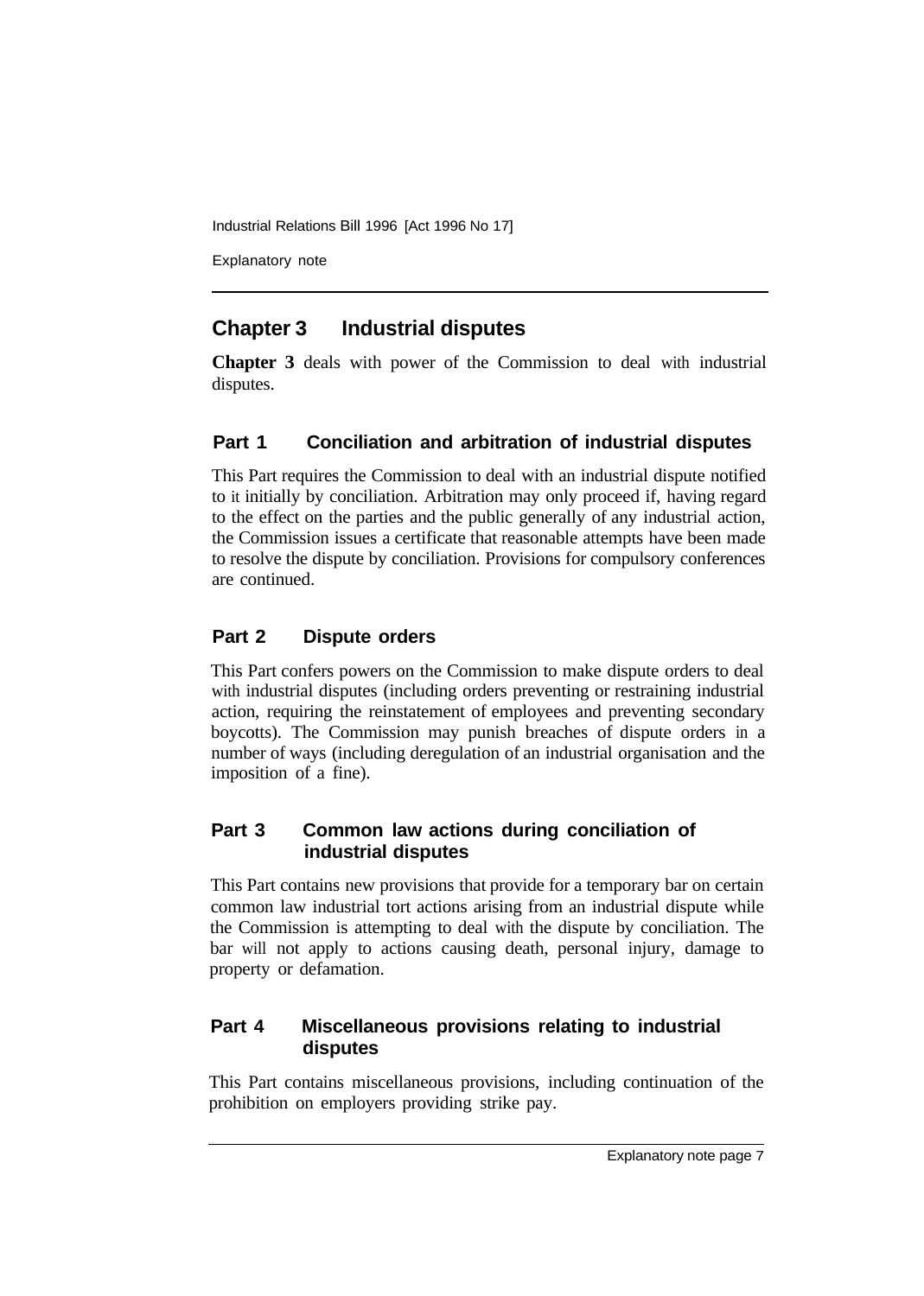## Chapter 3 Industrial disputes

**Chapter 3** deals with power of the Commission to deal with industrial disputes.

### Part 1 Conciliation and arbitration of industrial disputes

This Part requires the Commission to deal with an industrial dispute notified to it initially by conciliation. Arbitration may only proceed if, having regard to the effect on the parties and the public generally of any industrial action, the Commission issues a certificate that reasonable attempts have been made to resolve the dispute by conciliation. Provisions for compulsory conferences are continued.

### Part 2 Dispute orders

This Part confers powers on the Commission to make dispute orders to deal with industrial disputes (including orders preventing or restraining industrial action, requiring the reinstatement of employees and preventing secondary boycotts). The Commission may punish breaches of dispute orders in a number of ways (including deregulation of an industrial organisation and the imposition of a fine).

### Part 3 Common law actions during conciliation of industrial disputes

This Part contains new provisions that provide for a temporary bar on certain common law industrial tort actions arising from an industrial dispute while the Commission is attempting to deal with the dispute by conciliation. The bar will not apply to actions causing death, personal injury, damage to property or defamation.

### Part 4 Miscellaneous provisions relating to industrial disputes

This Part contains miscellaneous provisions, including continuation of the prohibition on employers providing strike pay.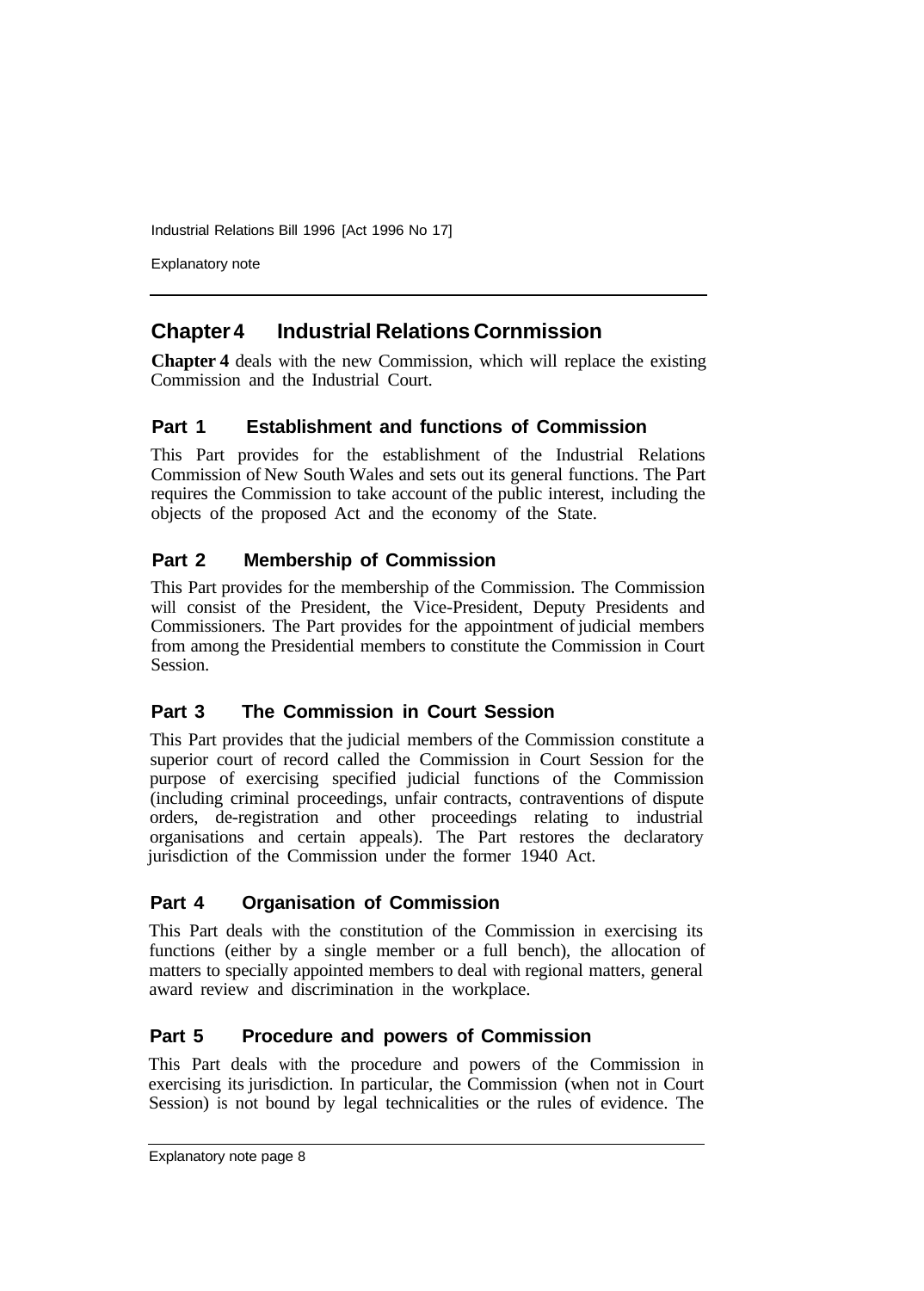## Chapter 4 Industrial Relations Cornmission

**Chapter 4** deals with the new Commission, which will replace the existing Commission and the Industrial Court.

### Part 1 Establishment and functions of Commission

This Part provides for the establishment of the Industrial Relations Commission of New South Wales and sets out its general functions. The Part requires the Commission to take account of the public interest, including the objects of the proposed Act and the economy of the State.

### Part 2 Membership of Commission

This Part provides for the membership of the Commission. The Commission will consist of the President, the Vice-President, Deputy Presidents and Commissioners. The Part provides for the appointment of judicial members from among the Presidential members to constitute the Commission in Court Session.

### Part 3 The Commission in Court Session

This Part provides that the judicial members of the Commission constitute a superior court of record called the Commission in Court Session for the purpose of exercising specified judicial functions of the Commission (including criminal proceedings, unfair contracts, contraventions of dispute orders, de-registration and other proceedings relating to industrial organisations and certain appeals). The Part restores the declaratory jurisdiction of the Commission under the former 1940 Act.

### Part 4 Organisation of Commission

This Part deals with the constitution of the Commission in exercising its functions (either by a single member or a full bench), the allocation of matters to specially appointed members to deal with regional matters, general award review and discrimination in the workplace.

### Part 5 Procedure and powers of Commission

This Part deals with the procedure and powers of the Commission in exercising its jurisdiction. In particular, the Commission (when not in Court Session) is not bound by legal technicalities or the rules of evidence. The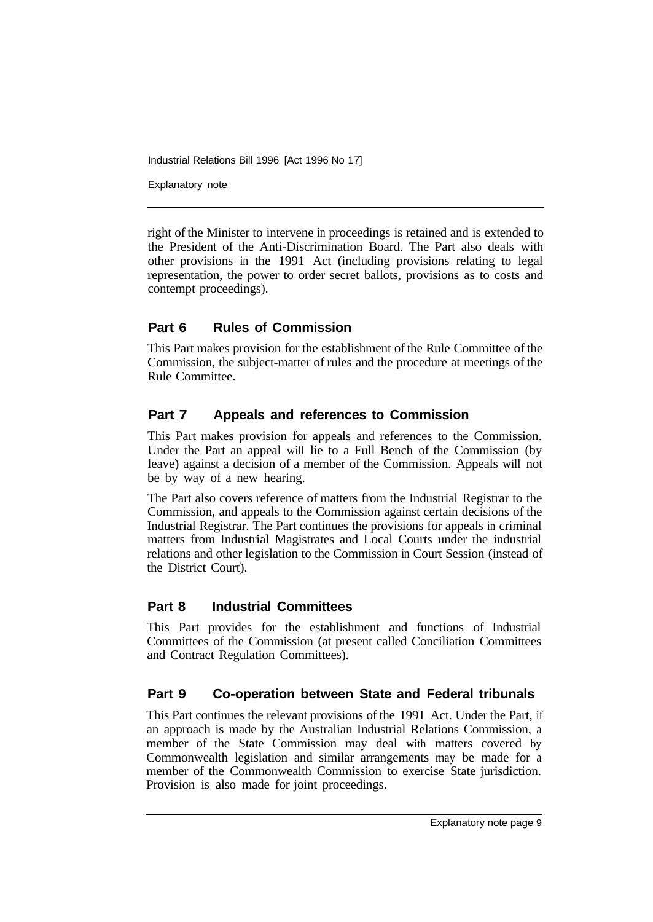right of the Minister to intervene in proceedings is retained and is extended to the President of the Anti-Discrimination Board. The Part also deals with other provisions in the 1991 Act (including provisions relating to legal representation, the power to order secret ballots, provisions as to costs and contempt proceedings).

## Part 6 Rules of Commission

This Part makes provision for the establishment of the Rule Committee of the Commission, the subject-matter of rules and the procedure at meetings of the Rule Committee.

## Part 7 Appeals and references to Commission

This Part makes provision for appeals and references to the Commission. Under the Part an appeal will lie to a Full Bench of the Commission (by leave) against a decision of a member of the Commission. Appeals will not be by way of a new hearing.

The Part also covers reference of matters from the Industrial Registrar to the Commission, and appeals to the Commission against certain decisions of the Industrial Registrar. The Part continues the provisions for appeals in criminal matters from Industrial Magistrates and Local Courts under the industrial relations and other legislation to the Commission in Court Session (instead of the District Court).

## Part 8 Industrial Committees

This Part provides for the establishment and functions of Industrial Committees of the Commission (at present called Conciliation Committees and Contract Regulation Committees).

## Part 9 Co-operation between State and Federal tribunals

This Part continues the relevant provisions of the 1991 Act. Under the Part, if an approach is made by the Australian Industrial Relations Commission, a member of the State Commission may deal with matters covered by Commonwealth legislation and similar arrangements may be made for a member of the Commonwealth Commission to exercise State jurisdiction. Provision is also made for joint proceedings.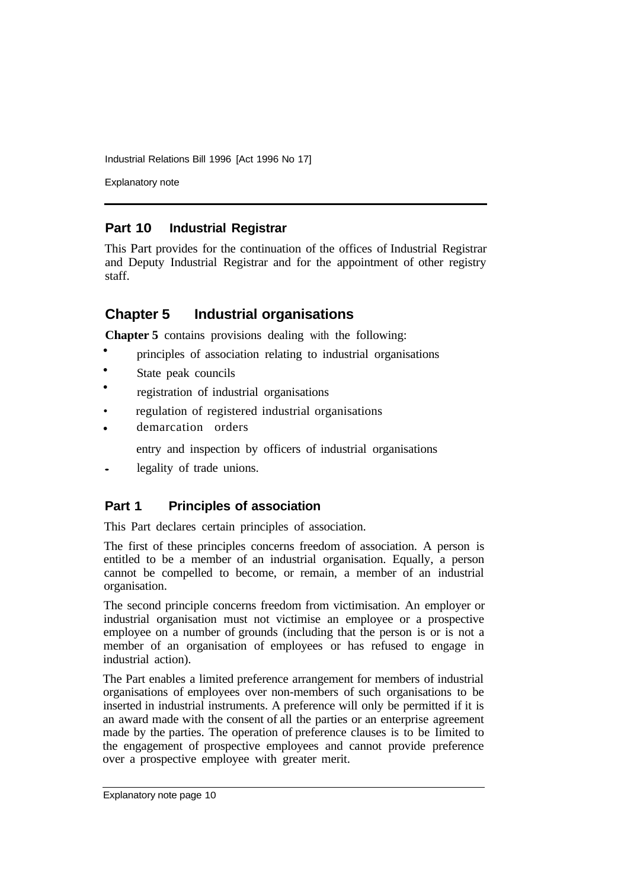## Part 10 Industrial Registrar

This Part provides for the continuation of the offices of Industrial Registrar and Deputy Industrial Registrar and for the appointment of other registry staff.

# Chapter 5 Industrial organisations

**Chapter 5** contains provisions dealing with the following:

- principles of association relating to industrial organisations
- State peak councils
- registration of industrial organisations
- regulation of registered industrial organisations
- demarcation orders
- entry and inspection by officers of industrial organisations
- legality of trade unions.

## Part 1 Principles of association

This Part declares certain principles of association.

The first of these principles concerns freedom of association. A person is entitled to be a member of an industrial organisation. Equally, a person cannot be compelled to become, or remain, a member of an industrial organisation.

The second principle concerns freedom from victimisation. An employer or industrial organisation must not victimise an employee or a prospective employee on a number of grounds (including that the person is or is not a member of an organisation of employees or has refused to engage in industrial action).

The Part enables a limited preference arrangement for members of industrial organisations of employees over non-members of such organisations to be inserted in industrial instruments. A preference will only be permitted if it is an award made with the consent of all the parties or an enterprise agreement made by the parties. The operation of preference clauses is to be limited to the engagement of prospective employees and cannot provide preference over a prospective employee with greater merit.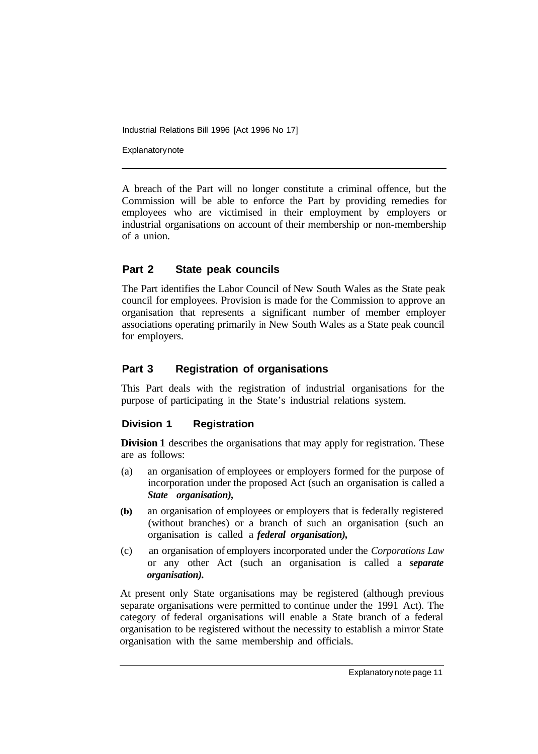A breach of the Part will no longer constitute a criminal offence, but the Commission will be able to enforce the Part by providing remedies for employees who are victimised in their employment by employers or industrial organisations on account of their membership or non-membership of a union.

## Part 2 State peak councils

The Part identifies the Labor Council of New South Wales as the State peak council for employees. Provision is made for the Commission to approve an organisation that represents a significant number of member employer associations operating primarily in New South Wales as a State peak council for employers.

## Part 3 Registration of organisations

This Part deals with the registration of industrial organisations for the purpose of participating in the State's industrial relations system.

### Division 1 Registration

**Division 1** describes the organisations that may apply for registration. These are as follows:

(a) an organisation of employees or employers formed for the purpose of incorporation under the proposed Act (such an organisation is called a ***State organisation),***

**(b)** an organisation of employees or employers that is federally registered (without branches) or a branch of such an organisation (such an organisation is called a ***federal organisation),***

(c) an organisation of employers incorporated under the *Corporations Law* or any other Act (such an organisation is called a ***separate organisation).***

At present only State organisations may be registered (although previous separate organisations were permitted to continue under the 1991 Act). The category of federal organisations will enable a State branch of a federal organisation to be registered without the necessity to establish a mirror State organisation with the same membership and officials.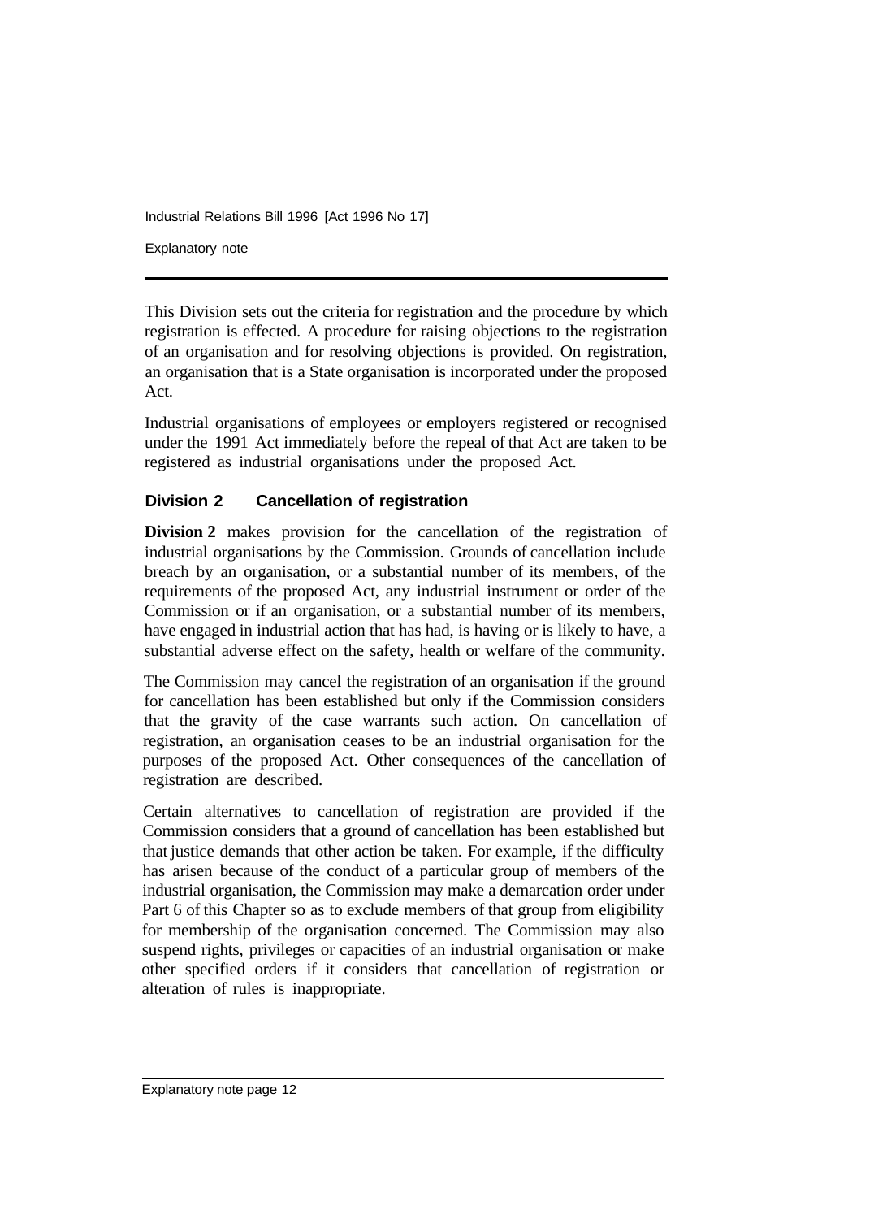This Division sets out the criteria for registration and the procedure by which registration is effected. A procedure for raising objections to the registration of an organisation and for resolving objections is provided. On registration, an organisation that is a State organisation is incorporated under the proposed Act.

Industrial organisations of employees or employers registered or recognised under the 1991 Act immediately before the repeal of that Act are taken to be registered as industrial organisations under the proposed Act.

### Division 2 Cancellation of registration

**Division 2** makes provision for the cancellation of the registration of industrial organisations by the Commission. Grounds of cancellation include breach by an organisation, or a substantial number of its members, of the requirements of the proposed Act, any industrial instrument or order of the Commission or if an organisation, or a substantial number of its members, have engaged in industrial action that has had, is having or is likely to have, a substantial adverse effect on the safety, health or welfare of the community.

The Commission may cancel the registration of an organisation if the ground for cancellation has been established but only if the Commission considers that the gravity of the case warrants such action. On cancellation of registration, an organisation ceases to be an industrial organisation for the purposes of the proposed Act. Other consequences of the cancellation of registration are described.

Certain alternatives to cancellation of registration are provided if the Commission considers that a ground of cancellation has been established but that justice demands that other action be taken. For example, if the difficulty has arisen because of the conduct of a particular group of members of the industrial organisation, the Commission may make a demarcation order under Part 6 of this Chapter so as to exclude members of that group from eligibility for membership of the organisation concerned. The Commission may also suspend rights, privileges or capacities of an industrial organisation or make other specified orders if it considers that cancellation of registration or alteration of rules is inappropriate.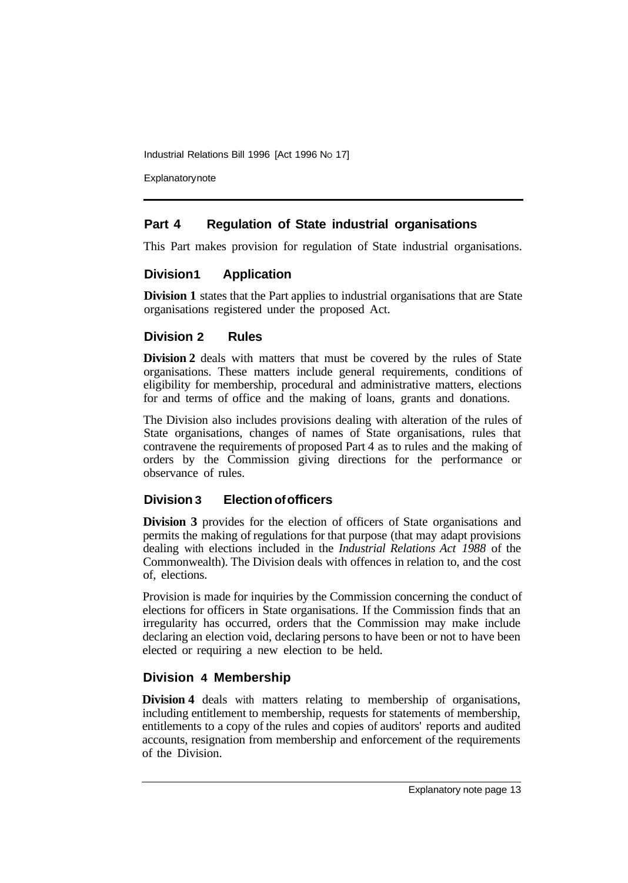## Part 4 Regulation of State industrial organisations

This Part makes provision for regulation of State industrial organisations.

### Division 1 Application

**Division 1** states that the Part applies to industrial organisations that are State organisations registered under the proposed Act.

### Division 2 Rules

**Division 2** deals with matters that must be covered by the rules of State organisations. These matters include general requirements, conditions of eligibility for membership, procedural and administrative matters, elections for and terms of office and the making of loans, grants and donations.

The Division also includes provisions dealing with alteration of the rules of State organisations, changes of names of State organisations, rules that contravene the requirements of proposed Part 4 as to rules and the making of orders by the Commission giving directions for the performance or observance of rules.

### Division 3 Election of officers

**Division 3** provides for the election of officers of State organisations and permits the making of regulations for that purpose (that may adapt provisions dealing with elections included in the *Industrial Relations Act 1988* of the Commonwealth). The Division deals with offences in relation to, and the cost of, elections.

Provision is made for inquiries by the Commission concerning the conduct of elections for officers in State organisations. If the Commission finds that an irregularity has occurred, orders that the Commission may make include declaring an election void, declaring persons to have been or not to have been elected or requiring a new election to be held.

### Division 4 Membership

**Division 4** deals with matters relating to membership of organisations, including entitlement to membership, requests for statements of membership, entitlements to a copy of the rules and copies of auditors' reports and audited accounts, resignation from membership and enforcement of the requirements of the Division.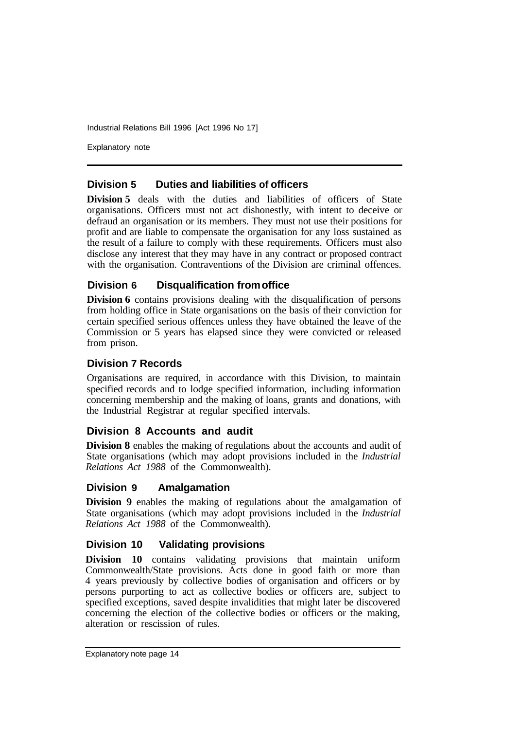### Division 5 Duties and liabilities of officers

**Division 5** deals with the duties and liabilities of officers of State organisations. Officers must not act dishonestly, with intent to deceive or defraud an organisation or its members. They must not use their positions for profit and are liable to compensate the organisation for any loss sustained as the result of a failure to comply with these requirements. Officers must also disclose any interest that they may have in any contract or proposed contract with the organisation. Contraventions of the Division are criminal offences.

### Division 6 Disqualification from office

**Division 6** contains provisions dealing with the disqualification of persons from holding office in State organisations on the basis of their conviction for certain specified serious offences unless they have obtained the leave of the Commission or 5 years has elapsed since they were convicted or released from prison.

### Division 7 Records

Organisations are required, in accordance with this Division, to maintain specified records and to lodge specified information, including information concerning membership and the making of loans, grants and donations, with the Industrial Registrar at regular specified intervals.

### Division 8 Accounts and audit

**Division 8** enables the making of regulations about the accounts and audit of State organisations (which may adopt provisions included in the *Industrial Relations Act 1988* of the Commonwealth).

### Division 9 Amalgamation

**Division 9** enables the making of regulations about the amalgamation of State organisations (which may adopt provisions included in the *Industrial Relations Act 1988* of the Commonwealth).

### Division 10 Validating provisions

**Division 10** contains validating provisions that maintain uniform Commonwealth/State provisions. Acts done in good faith or more than 4 years previously by collective bodies of organisation and officers or by persons purporting to act as collective bodies or officers are, subject to specified exceptions, saved despite invalidities that might later be discovered concerning the election of the collective bodies or officers or the making, alteration or rescission of rules.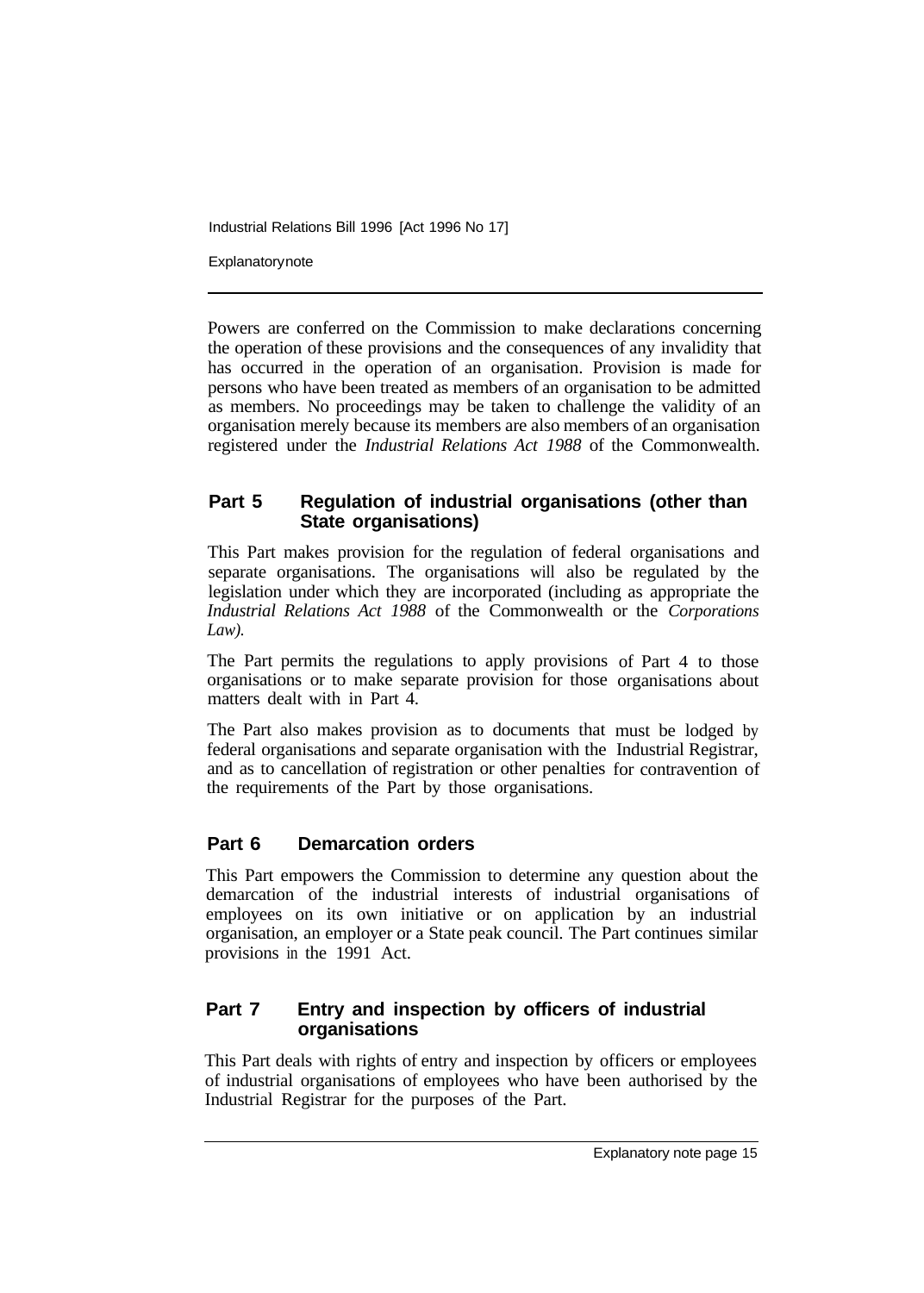Powers are conferred on the Commission to make declarations concerning the operation of these provisions and the consequences of any invalidity that has occurred in the operation of an organisation. Provision is made for persons who have been treated as members of an organisation to be admitted as members. No proceedings may be taken to challenge the validity of an organisation merely because its members are also members of an organisation registered under the *Industrial Relations Act 1988* of the Commonwealth.

## Part 5 Regulation of industrial organisations (other than State organisations)

This Part makes provision for the regulation of federal organisations and separate organisations. The organisations will also be regulated by the legislation under which they are incorporated (including as appropriate the *Industrial Relations Act 1988* of the Commonwealth or the *Corporations Law).*

The Part permits the regulations to apply provisions of Part 4 to those organisations or to make separate provision for those organisations about matters dealt with in Part 4.

The Part also makes provision as to documents that must be lodged by federal organisations and separate organisation with the Industrial Registrar, and as to cancellation of registration or other penalties for contravention of the requirements of the Part by those organisations.

## Part 6 Demarcation orders

This Part empowers the Commission to determine any question about the demarcation of the industrial interests of industrial organisations of employees on its own initiative or on application by an industrial organisation, an employer or a State peak council. The Part continues similar provisions in the 1991 Act.

## Part 7 Entry and inspection by officers of industrial organisations

This Part deals with rights of entry and inspection by officers or employees of industrial organisations of employees who have been authorised by the Industrial Registrar for the purposes of the Part.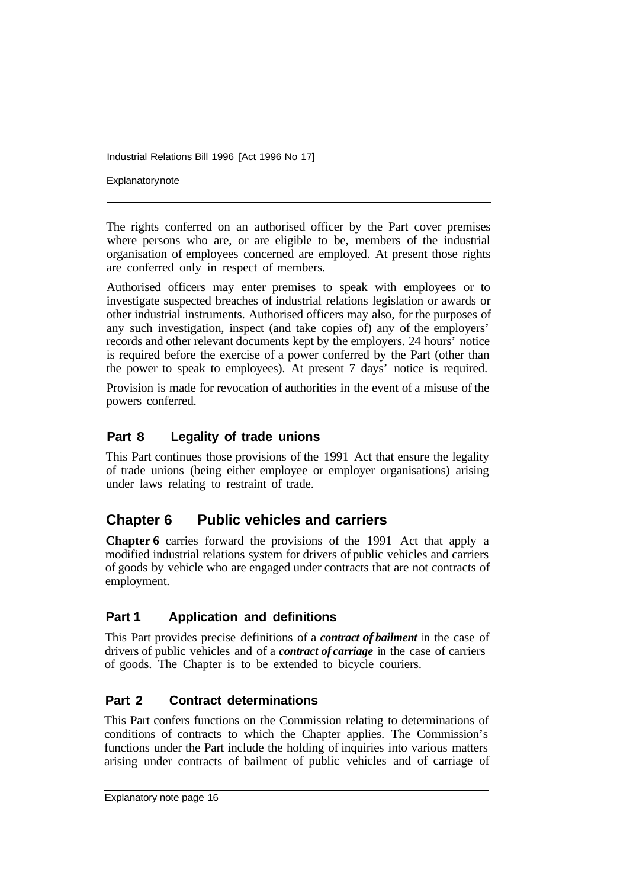The rights conferred on an authorised officer by the Part cover premises where persons who are, or are eligible to be, members of the industrial organisation of employees concerned are employed. At present those rights are conferred only in respect of members.

Authorised officers may enter premises to speak with employees or to investigate suspected breaches of industrial relations legislation or awards or other industrial instruments. Authorised officers may also, for the purposes of any such investigation, inspect (and take copies of) any of the employers' records and other relevant documents kept by the employers. 24 hours' notice is required before the exercise of a power conferred by the Part (other than the power to speak to employees). At present 7 days' notice is required.

Provision is made for revocation of authorities in the event of a misuse of the powers conferred.

### Part 8 Legality of trade unions

This Part continues those provisions of the 1991 Act that ensure the legality of trade unions (being either employee or employer organisations) arising under laws relating to restraint of trade.

## Chapter 6 Public vehicles and carriers

**Chapter 6** carries forward the provisions of the 1991 Act that apply a modified industrial relations system for drivers of public vehicles and carriers of goods by vehicle who are engaged under contracts that are not contracts of employment.

### Part 1 Application and definitions

This Part provides precise definitions of a ***contract of bailment*** in the case of drivers of public vehicles and of a ***contract of carriage*** in the case of carriers of goods. The Chapter is to be extended to bicycle couriers.

### Part 2 Contract determinations

This Part confers functions on the Commission relating to determinations of conditions of contracts to which the Chapter applies. The Commission's functions under the Part include the holding of inquiries into various matters arising under contracts of bailment of public vehicles and of carriage of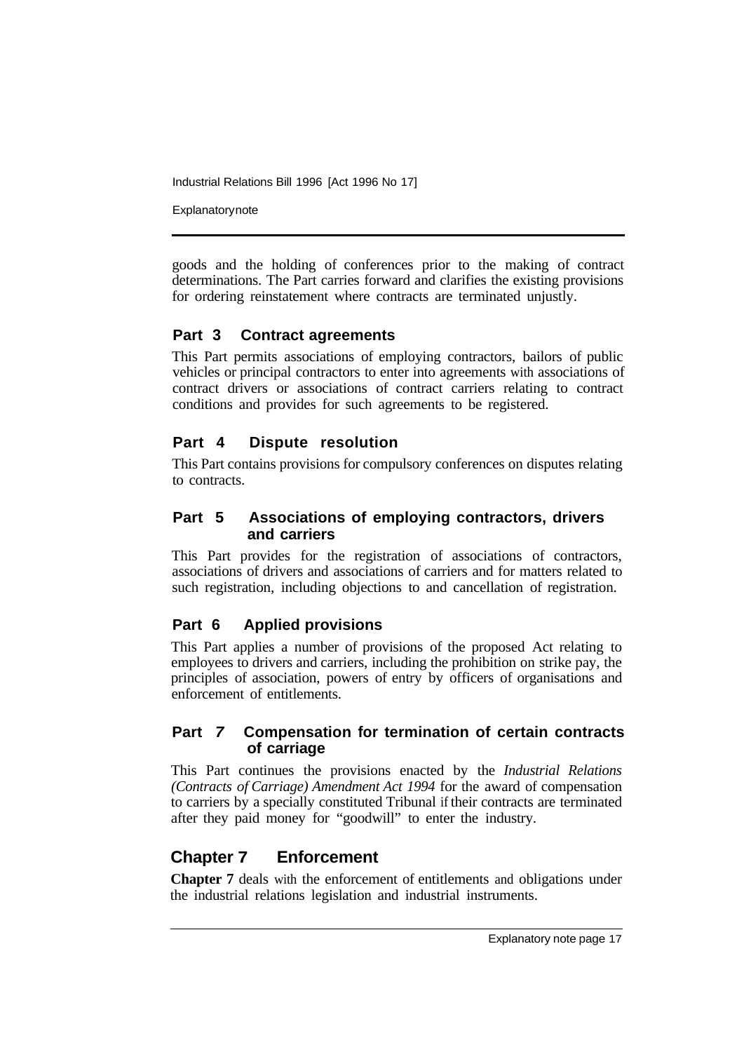goods and the holding of conferences prior to the making of contract determinations. The Part carries forward and clarifies the existing provisions for ordering reinstatement where contracts are terminated unjustly.

### Part 3 Contract agreements

This Part permits associations of employing contractors, bailors of public vehicles or principal contractors to enter into agreements with associations of contract drivers or associations of contract carriers relating to contract conditions and provides for such agreements to be registered.

### Part 4 Dispute resolution

This Part contains provisions for compulsory conferences on disputes relating to contracts.

### Part 5 Associations of employing contractors, drivers and carriers

This Part provides for the registration of associations of contractors, associations of drivers and associations of carriers and for matters related to such registration, including objections to and cancellation of registration.

### Part 6 Applied provisions

This Part applies a number of provisions of the proposed Act relating to employees to drivers and carriers, including the prohibition on strike pay, the principles of association, powers of entry by officers of organisations and enforcement of entitlements.

### Part 7 Compensation for termination of certain contracts of carriage

This Part continues the provisions enacted by the *Industrial Relations (Contracts of Carriage) Amendment Act 1994* for the award of compensation to carriers by a specially constituted Tribunal if their contracts are terminated after they paid money for "goodwill" to enter the industry.

## Chapter 7 Enforcement

**Chapter 7** deals with the enforcement of entitlements and obligations under the industrial relations legislation and industrial instruments.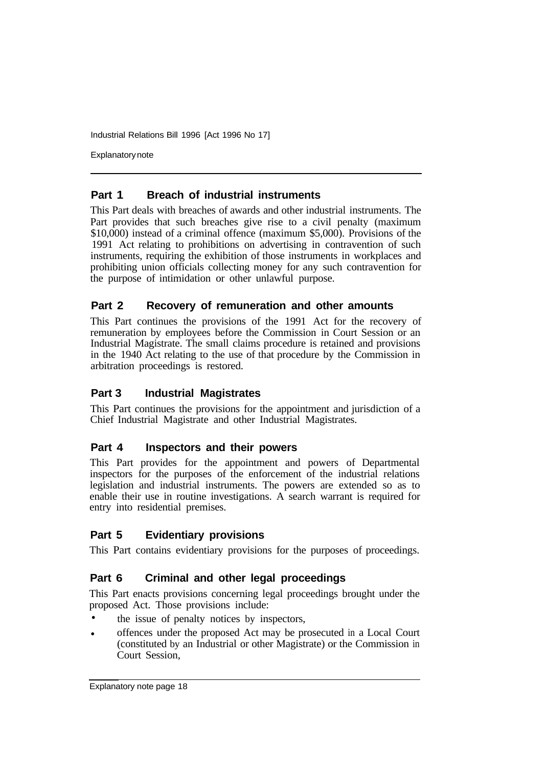## Part 1 Breach of industrial instruments

This Part deals with breaches of awards and other industrial instruments. The Part provides that such breaches give rise to a civil penalty (maximum $10,000) instead of a criminal offence (maximum $5,000). Provisions of the 1991 Act relating to prohibitions on advertising in contravention of such instruments, requiring the exhibition of those instruments in workplaces and prohibiting union officials collecting money for any such contravention for the purpose of intimidation or other unlawful purpose.

## Part 2 Recovery of remuneration and other amounts

This Part continues the provisions of the 1991 Act for the recovery of remuneration by employees before the Commission in Court Session or an Industrial Magistrate. The small claims procedure is retained and provisions in the 1940 Act relating to the use of that procedure by the Commission in arbitration proceedings is restored.

## Part 3 Industrial Magistrates

This Part continues the provisions for the appointment and jurisdiction of a Chief Industrial Magistrate and other Industrial Magistrates.

## Part 4 Inspectors and their powers

This Part provides for the appointment and powers of Departmental inspectors for the purposes of the enforcement of the industrial relations legislation and industrial instruments. The powers are extended so as to enable their use in routine investigations. A search warrant is required for entry into residential premises.

## Part 5 Evidentiary provisions

This Part contains evidentiary provisions for the purposes of proceedings.

## Part 6 Criminal and other legal proceedings

This Part enacts provisions concerning legal proceedings brought under the proposed Act. Those provisions include:

- the issue of penalty notices by inspectors,
- offences under the proposed Act may be prosecuted in a Local Court (constituted by an Industrial or other Magistrate) or the Commission in Court Session,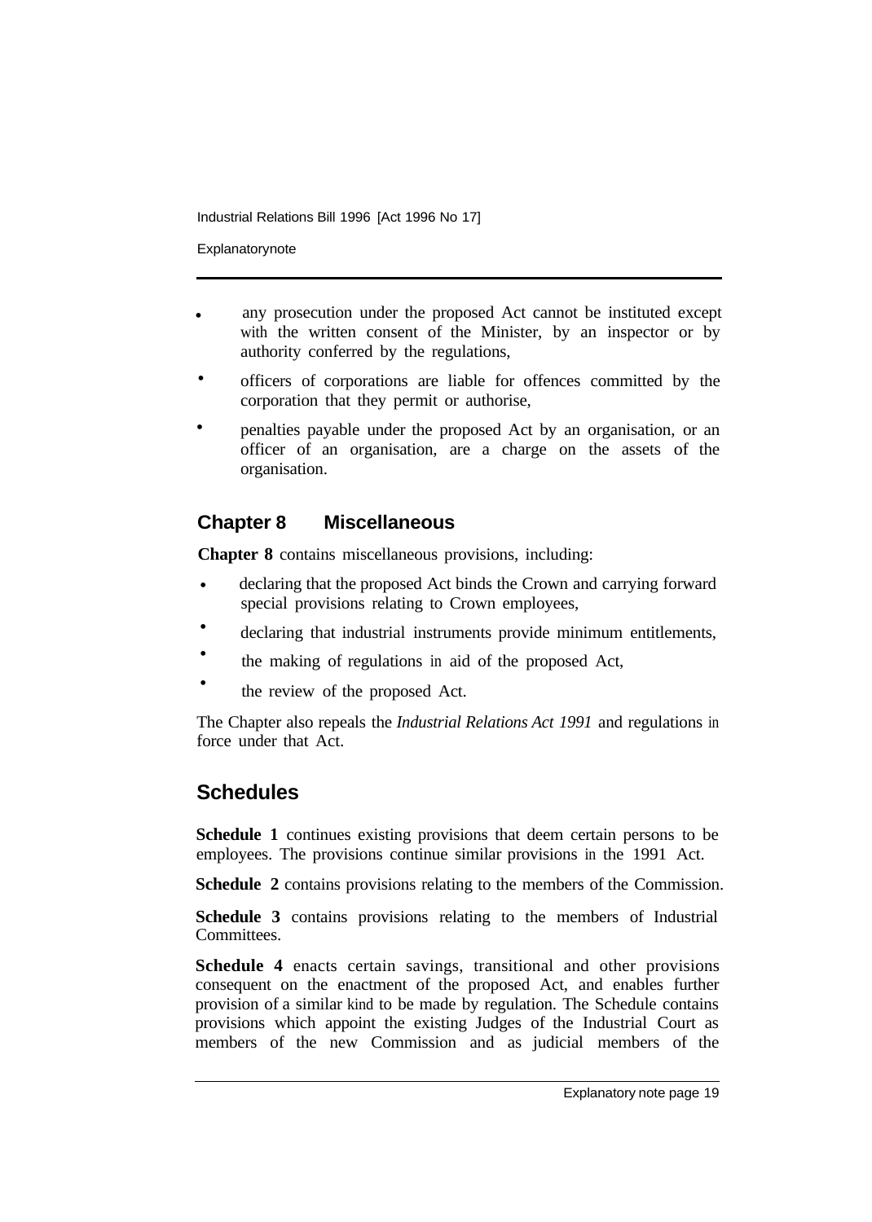- any prosecution under the proposed Act cannot be instituted except with the written consent of the Minister, by an inspector or by authority conferred by the regulations,
- officers of corporations are liable for offences committed by the corporation that they permit or authorise,
- penalties payable under the proposed Act by an organisation, or an officer of an organisation, are a charge on the assets of the organisation.

## Chapter 8 Miscellaneous

**Chapter 8** contains miscellaneous provisions, including:

- declaring that the proposed Act binds the Crown and carrying forward special provisions relating to Crown employees,
- declaring that industrial instruments provide minimum entitlements,
- the making of regulations in aid of the proposed Act,
- the review of the proposed Act.

The Chapter also repeals the *Industrial Relations Act 1991* and regulations in force under that Act.

## Schedules

**Schedule 1** continues existing provisions that deem certain persons to be employees. The provisions continue similar provisions in the 1991 Act.

**Schedule 2** contains provisions relating to the members of the Commission.

**Schedule 3** contains provisions relating to the members of Industrial Committees.

**Schedule 4** enacts certain savings, transitional and other provisions consequent on the enactment of the proposed Act, and enables further provision of a similar kind to be made by regulation. The Schedule contains provisions which appoint the existing Judges of the Industrial Court as members of the new Commission and as judicial members of the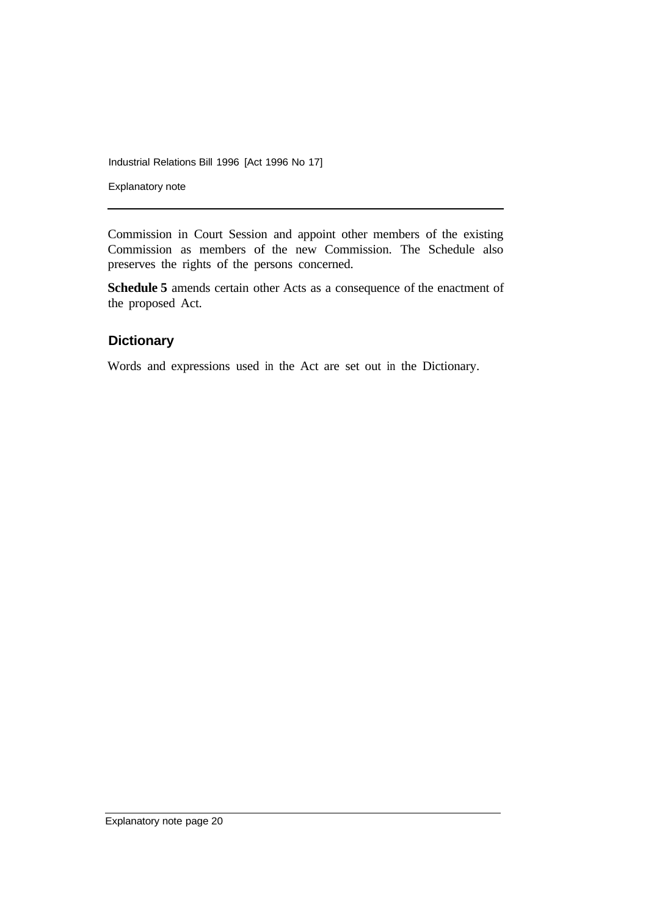Commission in Court Session and appoint other members of the existing Commission as members of the new Commission. The Schedule also preserves the rights of the persons concerned.

**Schedule 5** amends certain other Acts as a consequence of the enactment of the proposed Act.

## Dictionary

Words and expressions used in the Act are set out in the Dictionary.